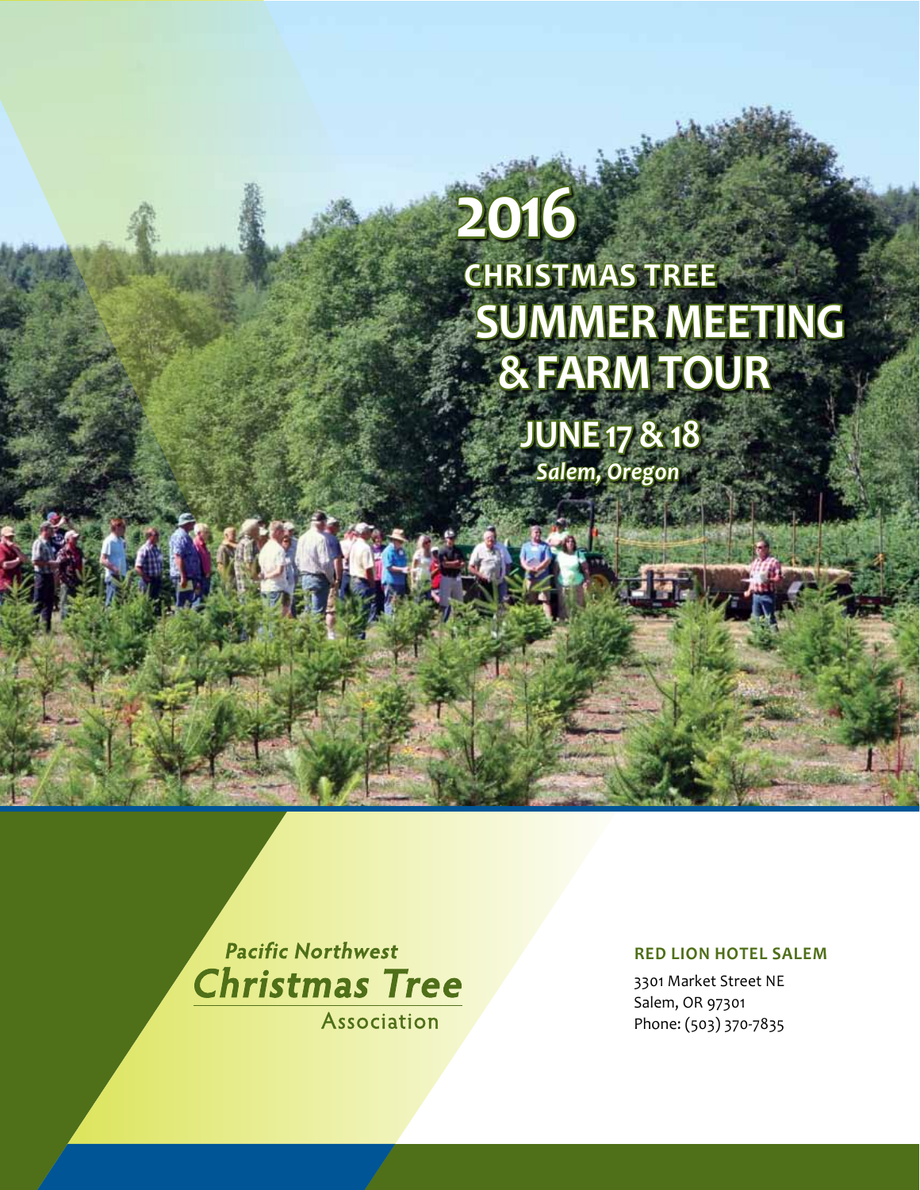# 2016

## CHRISTMAS TREE SUMMER MEETING & FARM TOUR

**JUNE 17 & 18**

***Salem, Oregon***

*Pacific Northwest* *Christmas Tree* Association

**RED LION HOTEL SALEM**

3301 Market Street NE
Salem, OR 97301
Phone: (503) 370-7835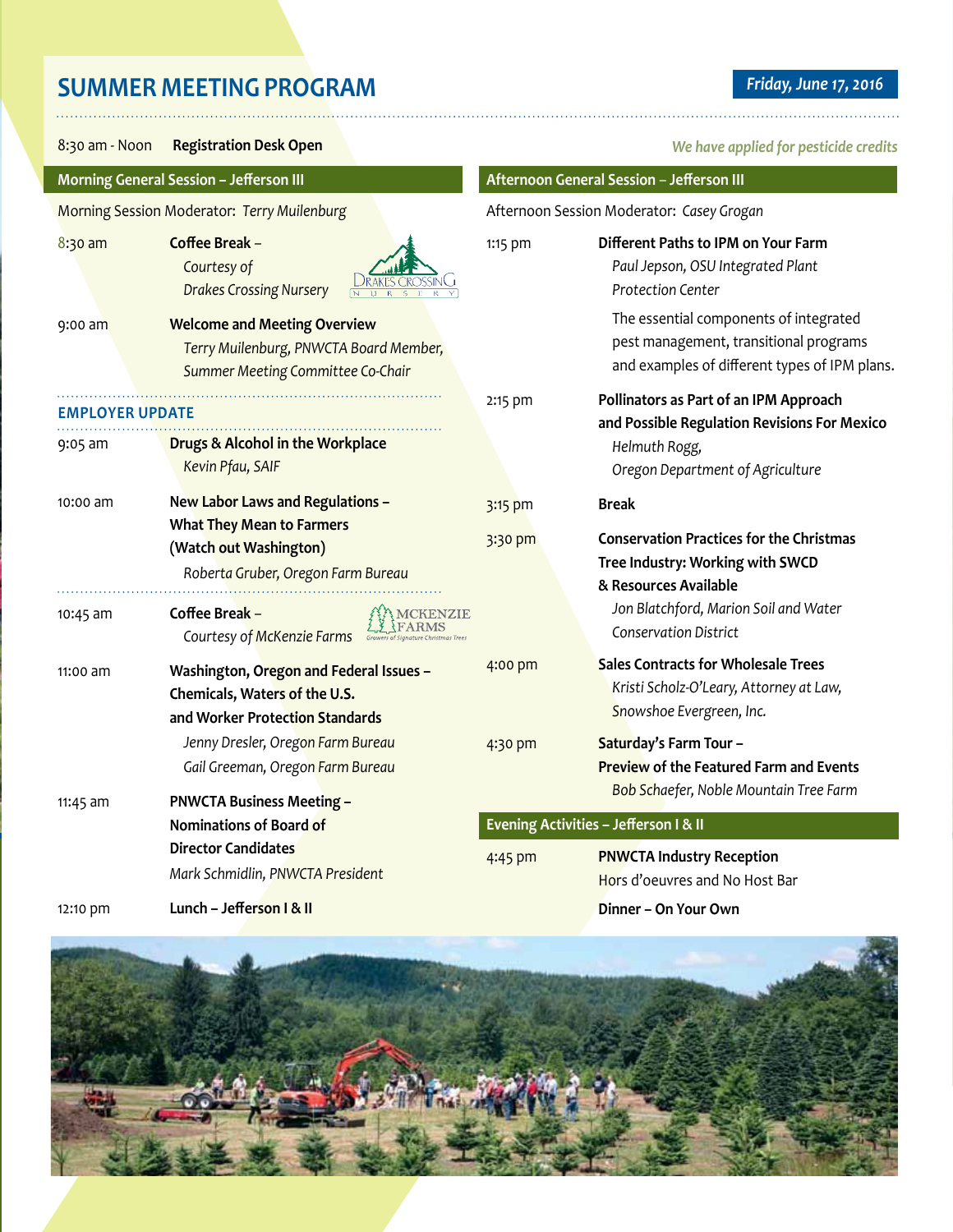# SUMMER MEETING PROGRAM

**Friday, June 17, 2016**

8:30 am - Noon **Registration Desk Open**

*We have applied for pesticide credits*

## Morning General Session – Jefferson III

Morning Session Moderator: *Terry Muilenburg*

8:30 am **Coffee Break –**
*Courtesy of Drakes Crossing Nursery*

9:00 am **Welcome and Meeting Overview**
*Terry Muilenburg, PNWCTA Board Member, Summer Meeting Committee Co-Chair*

### EMPLOYER UPDATE

9:05 am **Drugs & Alcohol in the Workplace**
*Kevin Pfau, SAIF*

10:00 am **New Labor Laws and Regulations – What They Mean to Farmers (Watch out Washington)**
*Roberta Gruber, Oregon Farm Bureau*

10:45 am **Coffee Break –**
*Courtesy of McKenzie Farms*

11:00 am **Washington, Oregon and Federal Issues – Chemicals, Waters of the U.S. and Worker Protection Standards**
*Jenny Dresler, Oregon Farm Bureau*
*Gail Greeman, Oregon Farm Bureau*

11:45 am **PNWCTA Business Meeting – Nominations of Board of Director Candidates**
*Mark Schmidlin, PNWCTA President*

12:10 pm **Lunch – Jefferson I & II**

## Afternoon General Session – Jefferson III

Afternoon Session Moderator: *Casey Grogan*

1:15 pm **Different Paths to IPM on Your Farm**
*Paul Jepson, OSU Integrated Plant Protection Center*

The essential components of integrated pest management, transitional programs and examples of different types of IPM plans.

2:15 pm **Pollinators as Part of an IPM Approach and Possible Regulation Revisions For Mexico**
*Helmuth Rogg, Oregon Department of Agriculture*

3:15 pm **Break**

3:30 pm **Conservation Practices for the Christmas Tree Industry: Working with SWCD & Resources Available**
*Jon Blatchford, Marion Soil and Water Conservation District*

4:00 pm **Sales Contracts for Wholesale Trees**
*Kristi Scholz-O'Leary, Attorney at Law, Snowshoe Evergreen, Inc.*

4:30 pm **Saturday's Farm Tour – Preview of the Featured Farm and Events**
*Bob Schaefer, Noble Mountain Tree Farm*

## Evening Activities – Jefferson I & II

4:45 pm **PNWCTA Industry Reception**
Hors d'oeuvres and No Host Bar

**Dinner – On Your Own**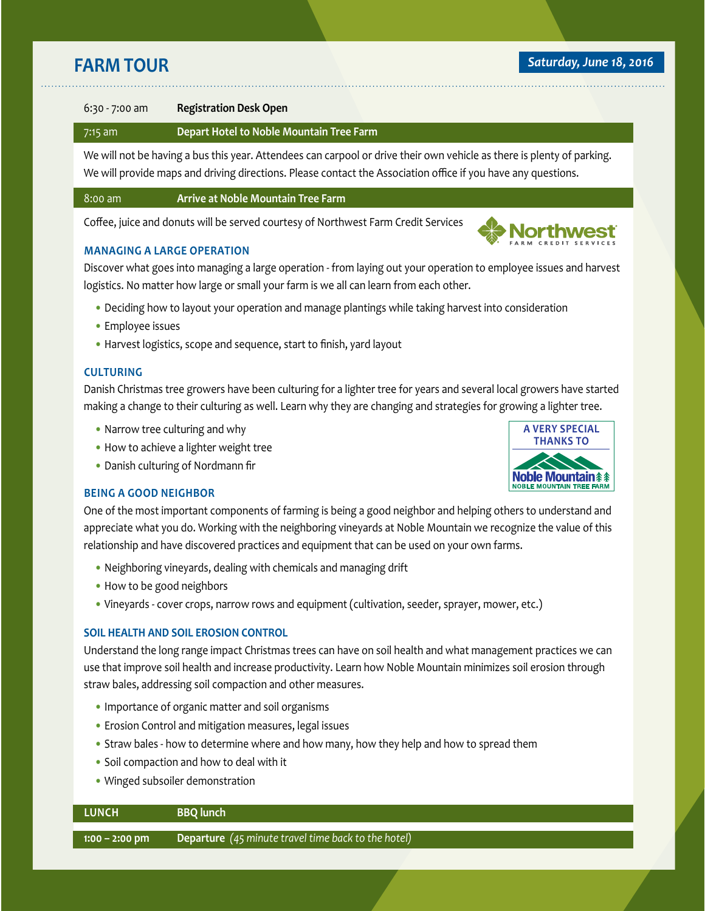# FARM TOUR

*Saturday, June 18, 2016*

6:30 - 7:00 am — **Registration Desk Open**

7:15 am — **Depart Hotel to Noble Mountain Tree Farm**

We will not be having a bus this year. Attendees can carpool or drive their own vehicle as there is plenty of parking. We will provide maps and driving directions. Please contact the Association office if you have any questions.

8:00 am — **Arrive at Noble Mountain Tree Farm**

Coffee, juice and donuts will be served courtesy of Northwest Farm Credit Services

Northwest FARM CREDIT SERVICES

### MANAGING A LARGE OPERATION

Discover what goes into managing a large operation - from laying out your operation to employee issues and harvest logistics. No matter how large or small your farm is we all can learn from each other.

- Deciding how to layout your operation and manage plantings while taking harvest into consideration
- Employee issues
- Harvest logistics, scope and sequence, start to finish, yard layout

### CULTURING

Danish Christmas tree growers have been culturing for a lighter tree for years and several local growers have started making a change to their culturing as well. Learn why they are changing and strategies for growing a lighter tree.

- Narrow tree culturing and why
- How to achieve a lighter weight tree
- Danish culturing of Nordmann fir

A VERY SPECIAL THANKS TO Noble Mountain — NOBLE MOUNTAIN TREE FARM

### BEING A GOOD NEIGHBOR

One of the most important components of farming is being a good neighbor and helping others to understand and appreciate what you do. Working with the neighboring vineyards at Noble Mountain we recognize the value of this relationship and have discovered practices and equipment that can be used on your own farms.

- Neighboring vineyards, dealing with chemicals and managing drift
- How to be good neighbors
- Vineyards - cover crops, narrow rows and equipment (cultivation, seeder, sprayer, mower, etc.)

### SOIL HEALTH AND SOIL EROSION CONTROL

Understand the long range impact Christmas trees can have on soil health and what management practices we can use that improve soil health and increase productivity. Learn how Noble Mountain minimizes soil erosion through straw bales, addressing soil compaction and other measures.

- Importance of organic matter and soil organisms
- Erosion Control and mitigation measures, legal issues
- Straw bales - how to determine where and how many, how they help and how to spread them
- Soil compaction and how to deal with it
- Winged subsoiler demonstration

**LUNCH** — **BBQ lunch**

**1:00 – 2:00 pm** — **Departure** *(45 minute travel time back to the hotel)*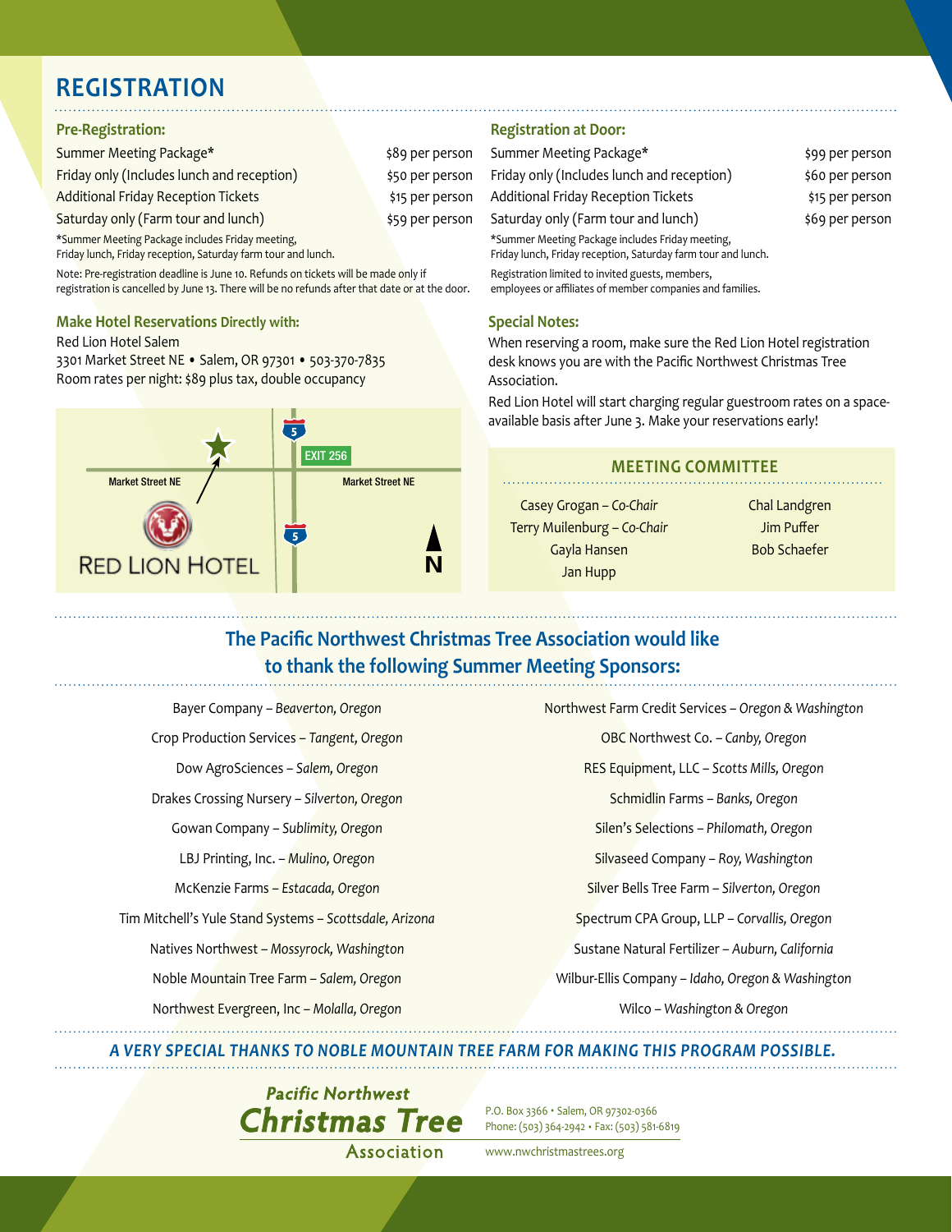# REGISTRATION

## Pre-Registration:

| | |
|---|---|
| Summer Meeting Package* | $89 per person |
| Friday only (Includes lunch and reception) | $50 per person |
| Additional Friday Reception Tickets | $15 per person |
| Saturday only (Farm tour and lunch) | $59 per person |

*Summer Meeting Package includes Friday meeting, Friday lunch, Friday reception, Saturday farm tour and lunch.

Note: Pre-registration deadline is June 10. Refunds on tickets will be made only if registration is cancelled by June 13. There will be no refunds after that date or at the door.

## Registration at Door:

| | |
|---|---|
| Summer Meeting Package* | $99 per person |
| Friday only (Includes lunch and reception) | $60 per person |
| Additional Friday Reception Tickets | $15 per person |
| Saturday only (Farm tour and lunch) | $69 per person |

*Summer Meeting Package includes Friday meeting, Friday lunch, Friday reception, Saturday farm tour and lunch.

Registration limited to invited guests, members, employees or affiliates of member companies and families.

## Make Hotel Reservations Directly with:

Red Lion Hotel Salem
3301 Market Street NE • Salem, OR 97301 • 503-370-7835
Room rates per night: $89 plus tax, double occupancy

Market Street NE
EXIT 256
Market Street NE
5
5
N
RED LION HOTEL

## Special Notes:

When reserving a room, make sure the Red Lion Hotel registration desk knows you are with the Pacific Northwest Christmas Tree Association.

Red Lion Hotel will start charging regular guestroom rates on a space-available basis after June 3. Make your reservations early!

## MEETING COMMITTEE

Casey Grogan – *Co-Chair*
Terry Muilenburg – *Co-Chair*
Gayla Hansen
Jan Hupp
Chal Landgren
Jim Puffer
Bob Schaefer

## The Pacific Northwest Christmas Tree Association would like to thank the following Summer Meeting Sponsors:

Bayer Company – *Beaverton, Oregon*
Crop Production Services – *Tangent, Oregon*
Dow AgroSciences – *Salem, Oregon*
Drakes Crossing Nursery – *Silverton, Oregon*
Gowan Company – *Sublimity, Oregon*
LBJ Printing, Inc. – *Mulino, Oregon*
McKenzie Farms – *Estacada, Oregon*
Tim Mitchell's Yule Stand Systems – *Scottsdale, Arizona*
Natives Northwest – *Mossyrock, Washington*
Noble Mountain Tree Farm – *Salem, Oregon*
Northwest Evergreen, Inc – *Molalla, Oregon*
Northwest Farm Credit Services – *Oregon & Washington*
OBC Northwest Co. – *Canby, Oregon*
RES Equipment, LLC – *Scotts Mills, Oregon*
Schmidlin Farms – *Banks, Oregon*
Silen's Selections – *Philomath, Oregon*
Silvaseed Company – *Roy, Washington*
Silver Bells Tree Farm – *Silverton, Oregon*
Spectrum CPA Group, LLP – *Corvallis, Oregon*
Sustane Natural Fertilizer – *Auburn, California*
Wilbur-Ellis Company – *Idaho, Oregon & Washington*
Wilco – *Washington & Oregon*

***A VERY SPECIAL THANKS TO NOBLE MOUNTAIN TREE FARM FOR MAKING THIS PROGRAM POSSIBLE.***

Pacific Northwest Christmas Tree Association

P.O. Box 3366 • Salem, OR 97302-0366
Phone: (503) 364-2942 • Fax: (503) 581-6819
www.nwchristmastrees.org